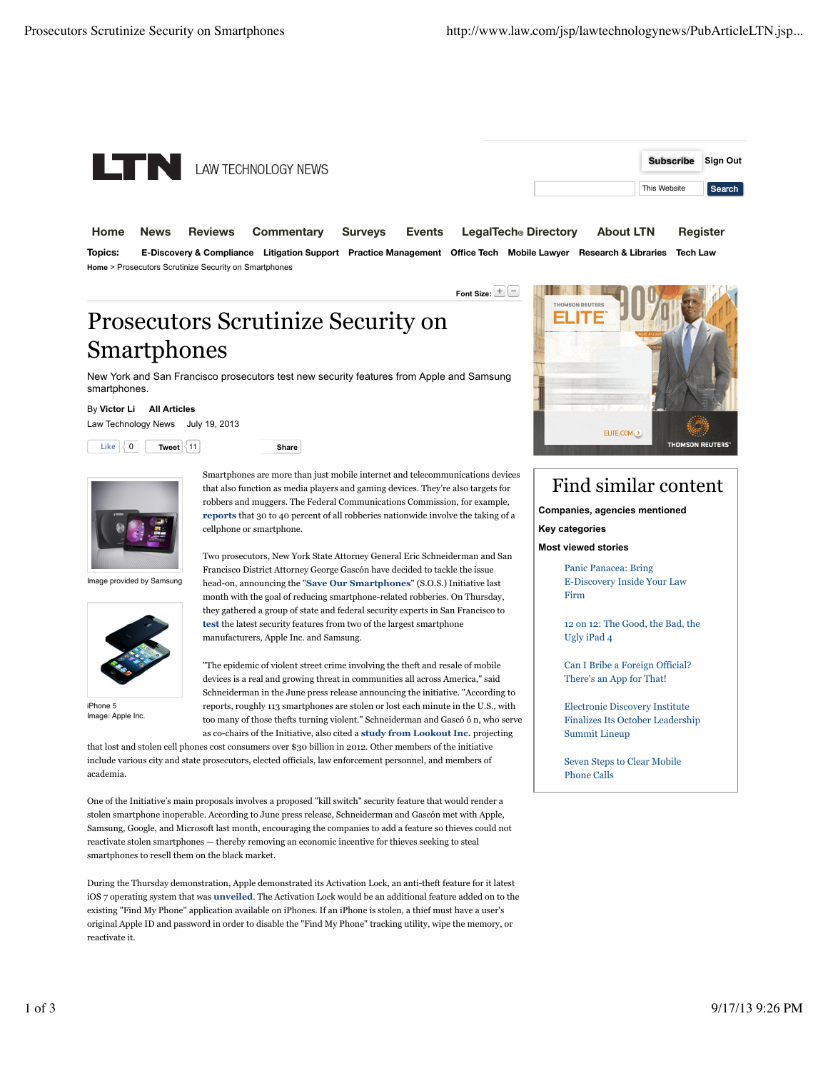# Prosecutors Scrutinize Security on Smartphones

New York and San Francisco prosecutors test new security features from Apple and Samsung smartphones.

By **Victor Li** **All Articles**
Law Technology News July 19, 2013

Image provided by Samsung

iPhone 5
Image: Apple Inc.

Smartphones are more than just mobile internet and telecommunications devices that also function as media players and gaming devices. They're also targets for robbers and muggers. The Federal Communications Commission, for example, **reports** that 30 to 40 percent of all robberies nationwide involve the taking of a cellphone or smartphone.

Two prosecutors, New York State Attorney General Eric Schneiderman and San Francisco District Attorney George Gascón have decided to tackle the issue head-on, announcing the "**Save Our Smartphones**" (S.O.S.) Initiative last month with the goal of reducing smartphone-related robberies. On Thursday, they gathered a group of state and federal security experts in San Francisco to **test** the latest security features from two of the largest smartphone manufacturers, Apple Inc. and Samsung.

"The epidemic of violent street crime involving the theft and resale of mobile devices is a real and growing threat in communities all across America," said Schneiderman in the June press release announcing the initiative. "According to reports, roughly 113 smartphones are stolen or lost each minute in the U.S., with too many of those thefts turning violent." Schneiderman and Gascó ó n, who serve as co-chairs of the Initiative, also cited a **study from Lookout Inc.** projecting that lost and stolen cell phones cost consumers over $30 billion in 2012. Other members of the initiative include various city and state prosecutors, elected officials, law enforcement personnel, and members of academia.

One of the Initiative's main proposals involves a proposed "kill switch" security feature that would render a stolen smartphone inoperable. According to June press release, Schneiderman and Gascón met with Apple, Samsung, Google, and Microsoft last month, encouraging the companies to add a feature so thieves could not reactivate stolen smartphones — thereby removing an economic incentive for thieves seeking to steal smartphones to resell them on the black market.

During the Thursday demonstration, Apple demonstrated its Activation Lock, an anti-theft feature for it latest iOS 7 operating system that was **unveiled**. The Activation Lock would be an additional feature added on to the existing "Find My Phone" application available on iPhones. If an iPhone is stolen, a thief must have a user's original Apple ID and password in order to disable the "Find My Phone" tracking utility, wipe the memory, or reactivate it.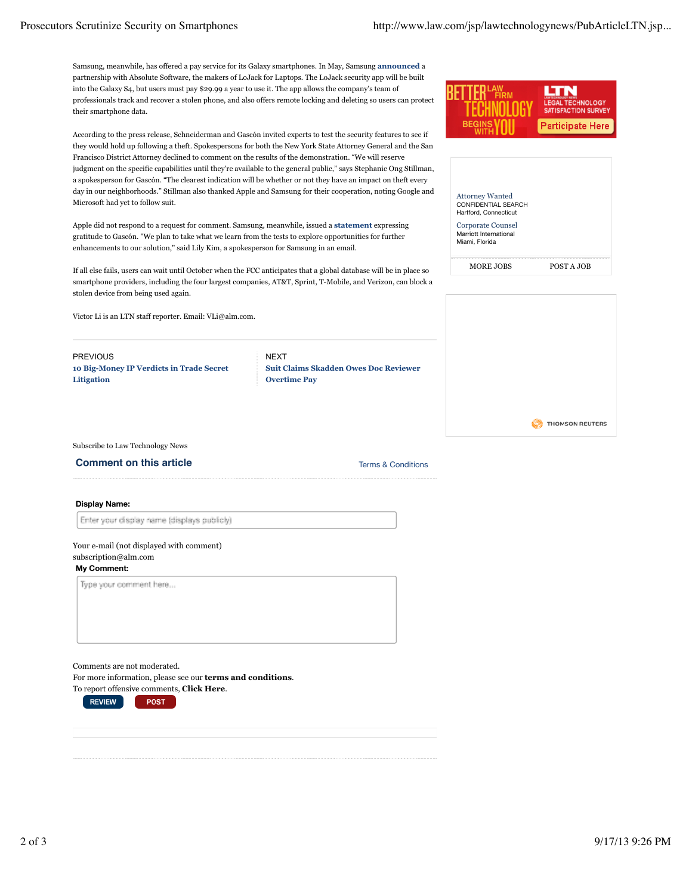Samsung, meanwhile, has offered a pay service for its Galaxy smartphones. In May, Samsung **announced** a partnership with Absolute Software, the makers of LoJack for Laptops. The LoJack security app will be built into the Galaxy S4, but users must pay $29.99 a year to use it. The app allows the company's team of professionals track and recover a stolen phone, and also offers remote locking and deleting so users can protect their smartphone data.

According to the press release, Schneiderman and Gascón invited experts to test the security features to see if they would hold up following a theft. Spokespersons for both the New York State Attorney General and the San Francisco District Attorney declined to comment on the results of the demonstration. "We will reserve judgment on the specific capabilities until they're available to the general public," says Stephanie Ong Stillman, a spokesperson for Gascón. "The clearest indication will be whether or not they have an impact on theft every day in our neighborhoods." Stillman also thanked Apple and Samsung for their cooperation, noting Google and Microsoft had yet to follow suit.

Apple did not respond to a request for comment. Samsung, meanwhile, issued a **statement** expressing gratitude to Gascón. "We plan to take what we learn from the tests to explore opportunities for further enhancements to our solution," said Lily Kim, a spokesperson for Samsung in an email.

If all else fails, users can wait until October when the FCC anticipates that a global database will be in place so smartphone providers, including the four largest companies, AT&T, Sprint, T-Mobile, and Verizon, can block a stolen device from being used again.

Victor Li is an LTN staff reporter. Email: VLi@alm.com.

PREVIOUS
**10 Big-Money IP Verdicts in Trade Secret Litigation**

NEXT
**Suit Claims Skadden Owes Doc Reviewer Overtime Pay**

BETTER LAW FIRM TECHNOLOGY BEGINS WITH YOU — LTN Legal Technology Satisfaction Survey — Participate Here

Attorney Wanted
CONFIDENTIAL SEARCH
Hartford, Connecticut

Corporate Counsel
Marriott International
Miami, Florida

MORE JOBS | POST A JOB

THOMSON REUTERS

Subscribe to Law Technology News

## Comment on this article

Terms & Conditions

**Display Name:**

Enter your display name (displays publicly)

Your e-mail (not displayed with comment)
subscription@alm.com

**My Comment:**

Type your comment here...

Comments are not moderated.
For more information, please see our **terms and conditions**.
To report offensive comments, **Click Here**.

REVIEW | POST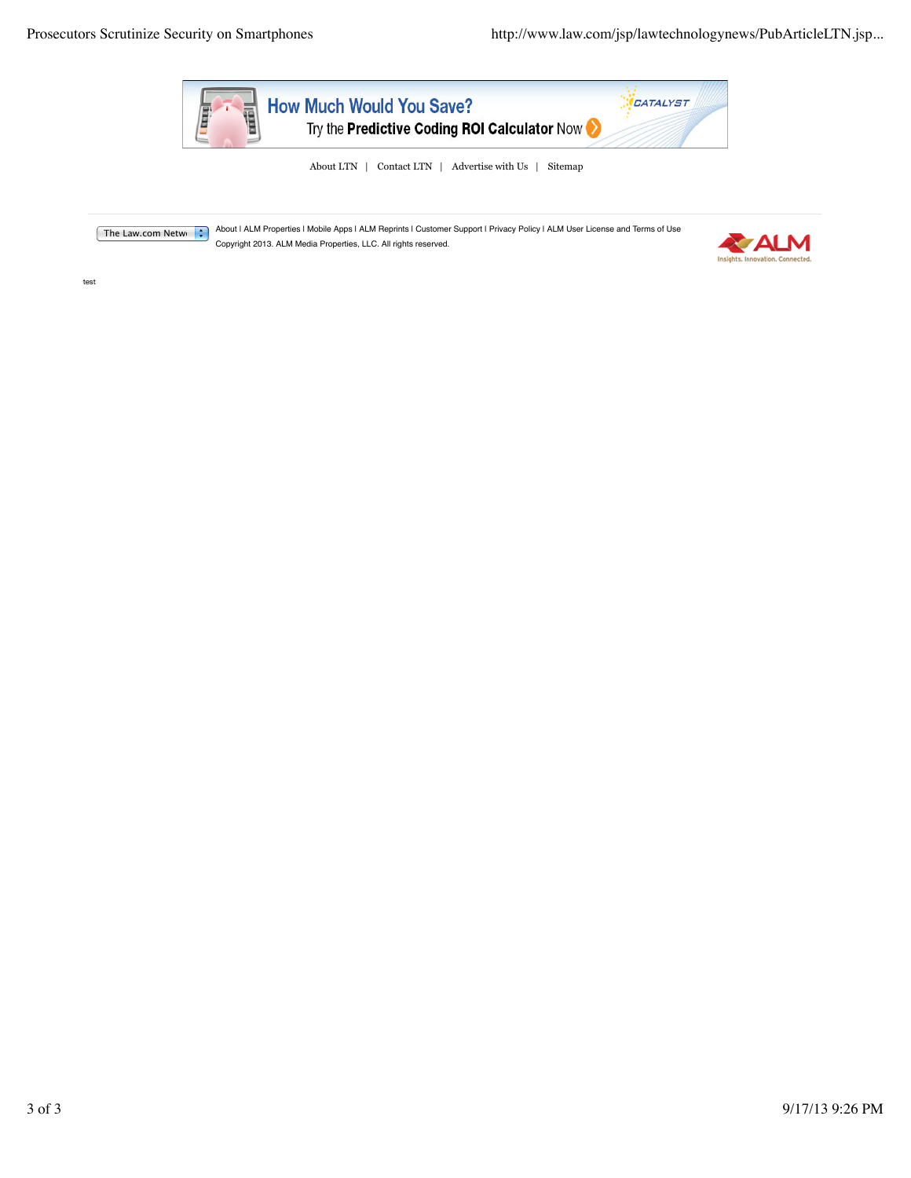How Much Would You Save?

Try the **Predictive Coding ROI Calculator** Now

CATALYST

About LTN | Contact LTN | Advertise with Us | Sitemap

The Law.com Netw

About | ALM Properties | Mobile Apps | ALM Reprints | Customer Support | Privacy Policy | ALM User License and Terms of Use

Copyright 2013. ALM Media Properties, LLC. All rights reserved.

ALM Insights. Innovation. Connected.

test